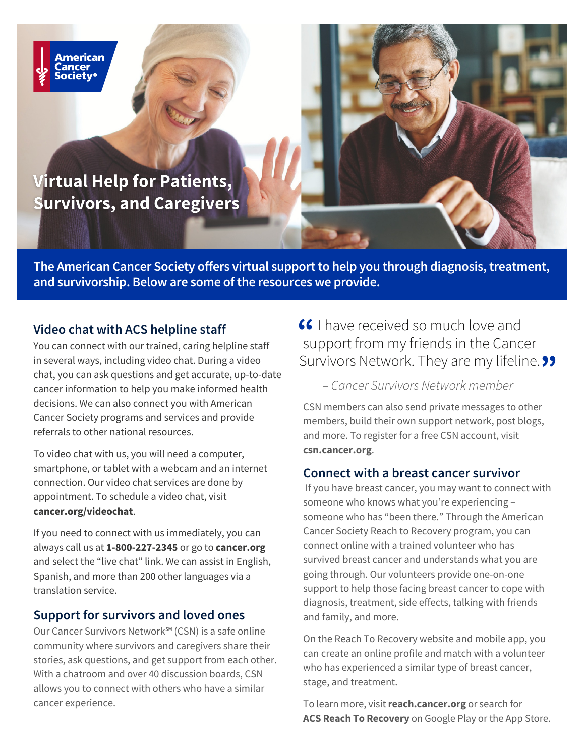American Cancer Society®

# Virtual Help for Patients, Survivors, and Caregivers

**The American Cancer Society offers virtual support to help you through diagnosis, treatment, and survivorship. Below are some of the resources we provide.**

## Video chat with ACS helpline staff

You can connect with our trained, caring helpline staff in several ways, including video chat. During a video chat, you can ask questions and get accurate, up-to-date cancer information to help you make informed health decisions. We can also connect you with American Cancer Society programs and services and provide referrals to other national resources.

To video chat with us, you will need a computer, smartphone, or tablet with a webcam and an internet connection. Our video chat services are done by appointment. To schedule a video chat, visit **cancer.org/videochat**.

If you need to connect with us immediately, you can always call us at **1-800-227-2345** or go to **cancer.org** and select the "live chat" link. We can assist in English, Spanish, and more than 200 other languages via a translation service.

## Support for survivors and loved ones

Our Cancer Survivors Network℠ (CSN) is a safe online community where survivors and caregivers share their stories, ask questions, and get support from each other. With a chatroom and over 40 discussion boards, CSN allows you to connect with others who have a similar cancer experience.

> "I have received so much love and support from my friends in the Cancer Survivors Network. They are my lifeline."
>
> *– Cancer Survivors Network member*

CSN members can also send private messages to other members, build their own support network, post blogs, and more. To register for a free CSN account, visit **csn.cancer.org**.

## Connect with a breast cancer survivor

If you have breast cancer, you may want to connect with someone who knows what you're experiencing – someone who has "been there." Through the American Cancer Society Reach to Recovery program, you can connect online with a trained volunteer who has survived breast cancer and understands what you are going through. Our volunteers provide one-on-one support to help those facing breast cancer to cope with diagnosis, treatment, side effects, talking with friends and family, and more.

On the Reach To Recovery website and mobile app, you can create an online profile and match with a volunteer who has experienced a similar type of breast cancer, stage, and treatment.

To learn more, visit **reach.cancer.org** or search for **ACS Reach To Recovery** on Google Play or the App Store.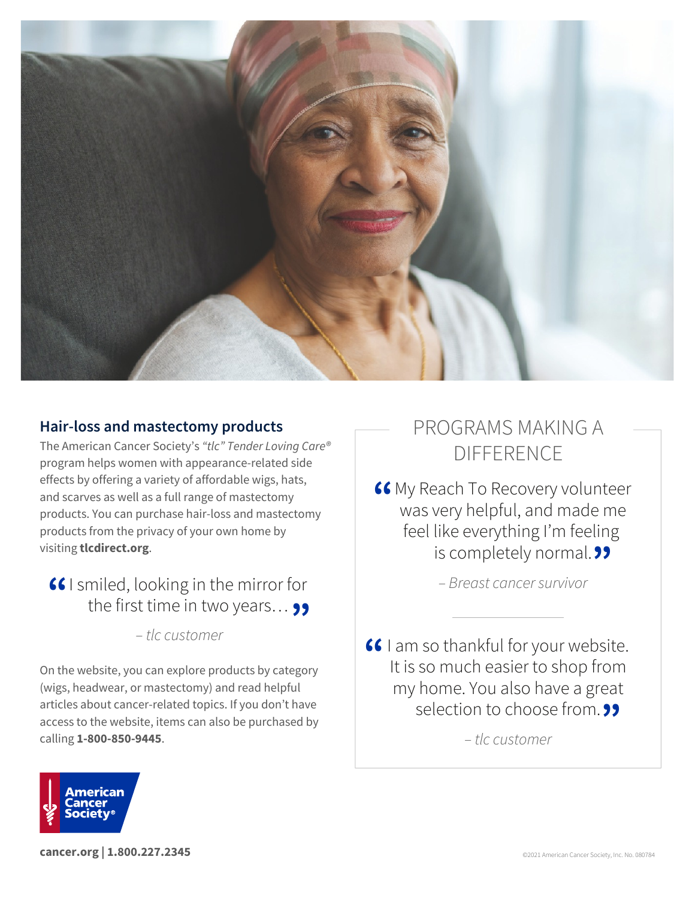## Hair-loss and mastectomy products

The American Cancer Society's *"tlc" Tender Loving Care®* program helps women with appearance-related side effects by offering a variety of affordable wigs, hats, and scarves as well as a full range of mastectomy products. You can purchase hair-loss and mastectomy products from the privacy of your own home by visiting **tlcdirect.org**.

> "I smiled, looking in the mirror for the first time in two years…"
>
> *– tlc customer*

On the website, you can explore products by category (wigs, headwear, or mastectomy) and read helpful articles about cancer-related topics. If you don't have access to the website, items can also be purchased by calling **1-800-850-9445**.

## PROGRAMS MAKING A DIFFERENCE

> "My Reach To Recovery volunteer was very helpful, and made me feel like everything I'm feeling is completely normal."
>
> *– Breast cancer survivor*

> "I am so thankful for your website. It is so much easier to shop from my home. You also have a great selection to choose from."
>
> *– tlc customer*

American Cancer Society®

**cancer.org | 1.800.227.2345**

©2021 American Cancer Society, Inc. No. 080784